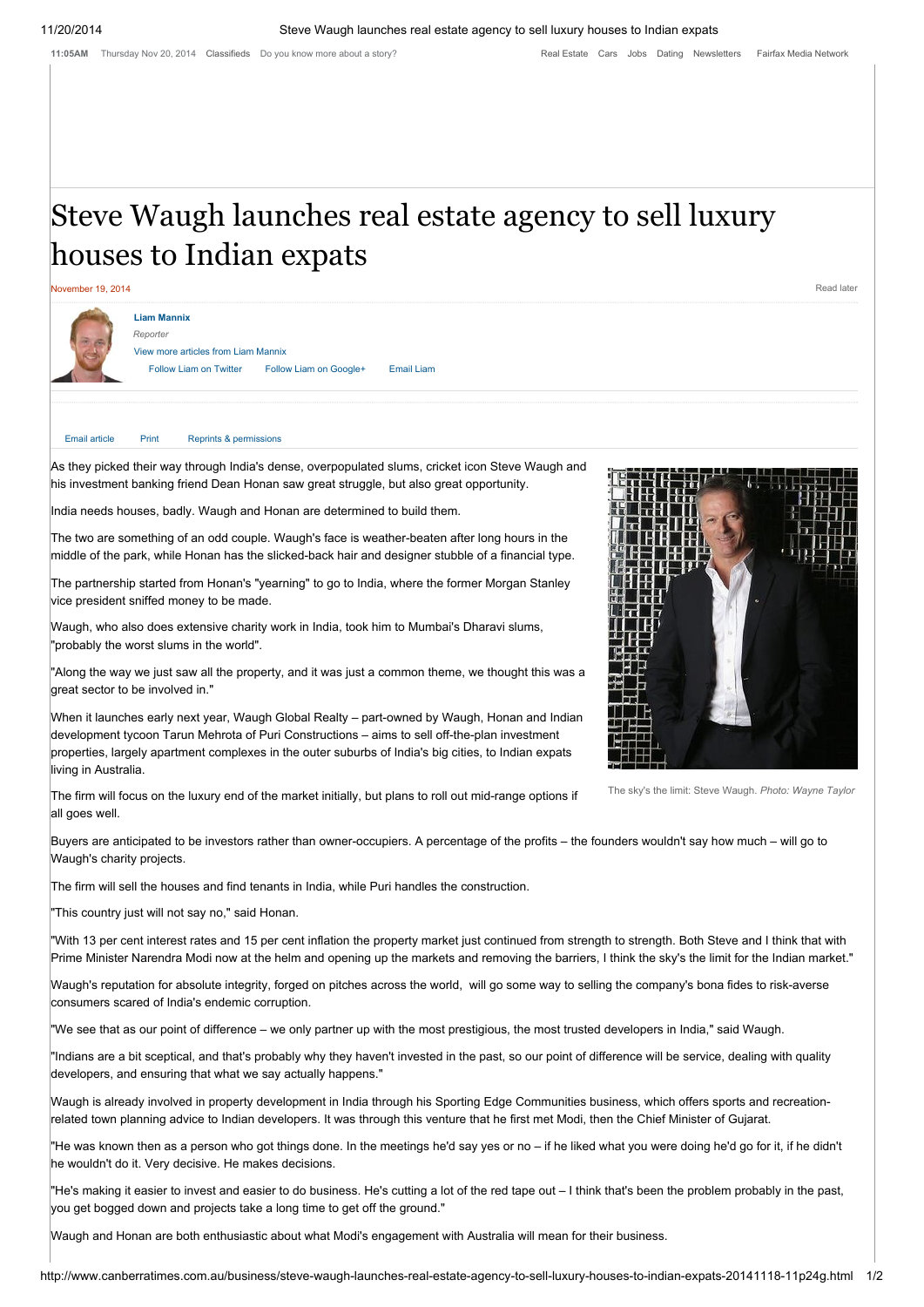# Steve Waugh launches real estate agency to sell luxury houses to Indian expats

November 19, 2014

**Liam Mannix**
*Reporter*

As they picked their way through India's dense, overpopulated slums, cricket icon Steve Waugh and his investment banking friend Dean Honan saw great struggle, but also great opportunity.

India needs houses, badly. Waugh and Honan are determined to build them.

The two are something of an odd couple. Waugh's face is weather-beaten after long hours in the middle of the park, while Honan has the slicked-back hair and designer stubble of a financial type.

The partnership started from Honan's "yearning" to go to India, where the former Morgan Stanley vice president sniffed money to be made.

Waugh, who also does extensive charity work in India, took him to Mumbai's Dharavi slums, "probably the worst slums in the world".

"Along the way we just saw all the property, and it was just a common theme, we thought this was a great sector to be involved in."

When it launches early next year, Waugh Global Realty – part-owned by Waugh, Honan and Indian development tycoon Tarun Mehrota of Puri Constructions – aims to sell off-the-plan investment properties, largely apartment complexes in the outer suburbs of India's big cities, to Indian expats living in Australia.

The sky's the limit: Steve Waugh. *Photo: Wayne Taylor*

The firm will focus on the luxury end of the market initially, but plans to roll out mid-range options if all goes well.

Buyers are anticipated to be investors rather than owner-occupiers. A percentage of the profits – the founders wouldn't say how much – will go to Waugh's charity projects.

The firm will sell the houses and find tenants in India, while Puri handles the construction.

"This country just will not say no," said Honan.

"With 13 per cent interest rates and 15 per cent inflation the property market just continued from strength to strength. Both Steve and I think that with Prime Minister Narendra Modi now at the helm and opening up the markets and removing the barriers, I think the sky's the limit for the Indian market."

Waugh's reputation for absolute integrity, forged on pitches across the world, will go some way to selling the company's bona fides to risk-averse consumers scared of India's endemic corruption.

"We see that as our point of difference – we only partner up with the most prestigious, the most trusted developers in India," said Waugh.

"Indians are a bit sceptical, and that's probably why they haven't invested in the past, so our point of difference will be service, dealing with quality developers, and ensuring that what we say actually happens."

Waugh is already involved in property development in India through his Sporting Edge Communities business, which offers sports and recreation-related town planning advice to Indian developers. It was through this venture that he first met Modi, then the Chief Minister of Gujarat.

"He was known then as a person who got things done. In the meetings he'd say yes or no – if he liked what you were doing he'd go for it, if he didn't he wouldn't do it. Very decisive. He makes decisions.

"He's making it easier to invest and easier to do business. He's cutting a lot of the red tape out – I think that's been the problem probably in the past, you get bogged down and projects take a long time to get off the ground."

Waugh and Honan are both enthusiastic about what Modi's engagement with Australia will mean for their business.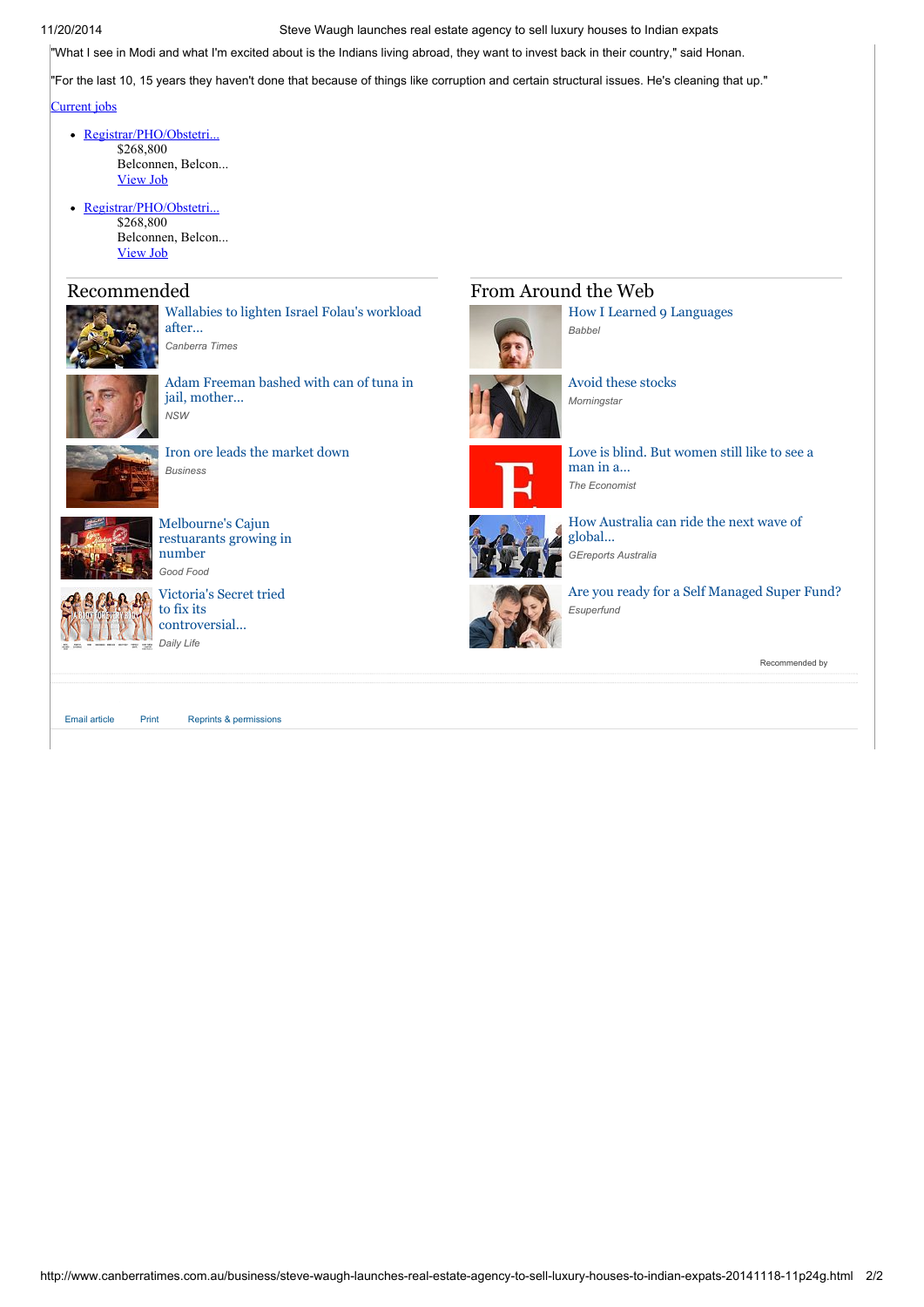"What I see in Modi and what I'm excited about is the Indians living abroad, they want to invest back in their country," said Honan.

"For the last 10, 15 years they haven't done that because of things like corruption and certain structural issues. He's cleaning that up."

Current jobs

- Registrar/PHO/Obstetri...
  $268,800
  Belconnen, Belcon...
  View Job

- Registrar/PHO/Obstetri...
  $268,800
  Belconnen, Belcon...
  View Job

## Recommended

Wallabies to lighten Israel Folau's workload after...
*Canberra Times*

Adam Freeman bashed with can of tuna in jail, mother...
*NSW*

Iron ore leads the market down
*Business*

Melbourne's Cajun restuarants growing in number
*Good Food*

Victoria's Secret tried to fix its controversial...
*Daily Life*

## From Around the Web

How I Learned 9 Languages
*Babbel*

Avoid these stocks
*Morningstar*

Love is blind. But women still like to see a man in a...
*The Economist*

How Australia can ride the next wave of global...
*GEreports Australia*

Are you ready for a Self Managed Super Fund?
*Esuperfund*

Recommended by

Email article Print Reprints & permissions